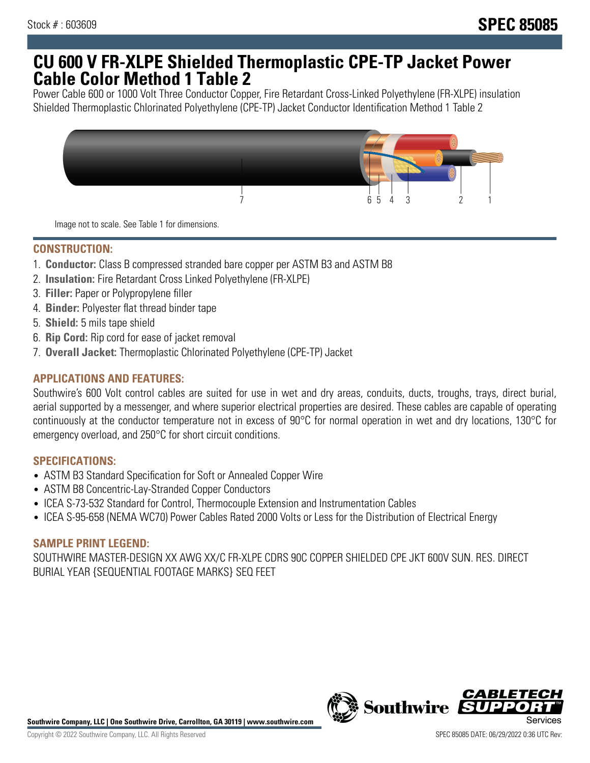Stock # : 603609

# SPEC 85085

# CU 600 V FR-XLPE Shielded Thermoplastic CPE-TP Jacket Power Cable Color Method 1 Table 2

Power Cable 600 or 1000 Volt Three Conductor Copper, Fire Retardant Cross-Linked Polyethylene (FR-XLPE) insulation Shielded Thermoplastic Chlorinated Polyethylene (CPE-TP) Jacket Conductor Identification Method 1 Table 2

Image not to scale. See Table 1 for dimensions.

## CONSTRUCTION:

1. **Conductor:** Class B compressed stranded bare copper per ASTM B3 and ASTM B8
2. **Insulation:** Fire Retardant Cross Linked Polyethylene (FR-XLPE)
3. **Filler:** Paper or Polypropylene filler
4. **Binder:** Polyester flat thread binder tape
5. **Shield:** 5 mils tape shield
6. **Rip Cord:** Rip cord for ease of jacket removal
7. **Overall Jacket:** Thermoplastic Chlorinated Polyethylene (CPE-TP) Jacket

## APPLICATIONS AND FEATURES:

Southwire's 600 Volt control cables are suited for use in wet and dry areas, conduits, ducts, troughs, trays, direct burial, aerial supported by a messenger, and where superior electrical properties are desired. These cables are capable of operating continuously at the conductor temperature not in excess of 90°C for normal operation in wet and dry locations, 130°C for emergency overload, and 250°C for short circuit conditions.

## SPECIFICATIONS:

- ASTM B3 Standard Specification for Soft or Annealed Copper Wire
- ASTM B8 Concentric-Lay-Stranded Copper Conductors
- ICEA S-73-532 Standard for Control, Thermocouple Extension and Instrumentation Cables
- ICEA S-95-658 (NEMA WC70) Power Cables Rated 2000 Volts or Less for the Distribution of Electrical Energy

## SAMPLE PRINT LEGEND:

SOUTHWIRE MASTER-DESIGN XX AWG XX/C FR-XLPE CDRS 90C COPPER SHIELDED CPE JKT 600V SUN. RES. DIRECT BURIAL YEAR {SEQUENTIAL FOOTAGE MARKS} SEQ FEET

**Southwire Company, LLC | One Southwire Drive, Carrollton, GA 30119 | www.southwire.com**

Copyright © 2022 Southwire Company, LLC. All Rights Reserved

SPEC 85085 DATE: 06/29/2022 0:36 UTC Rev: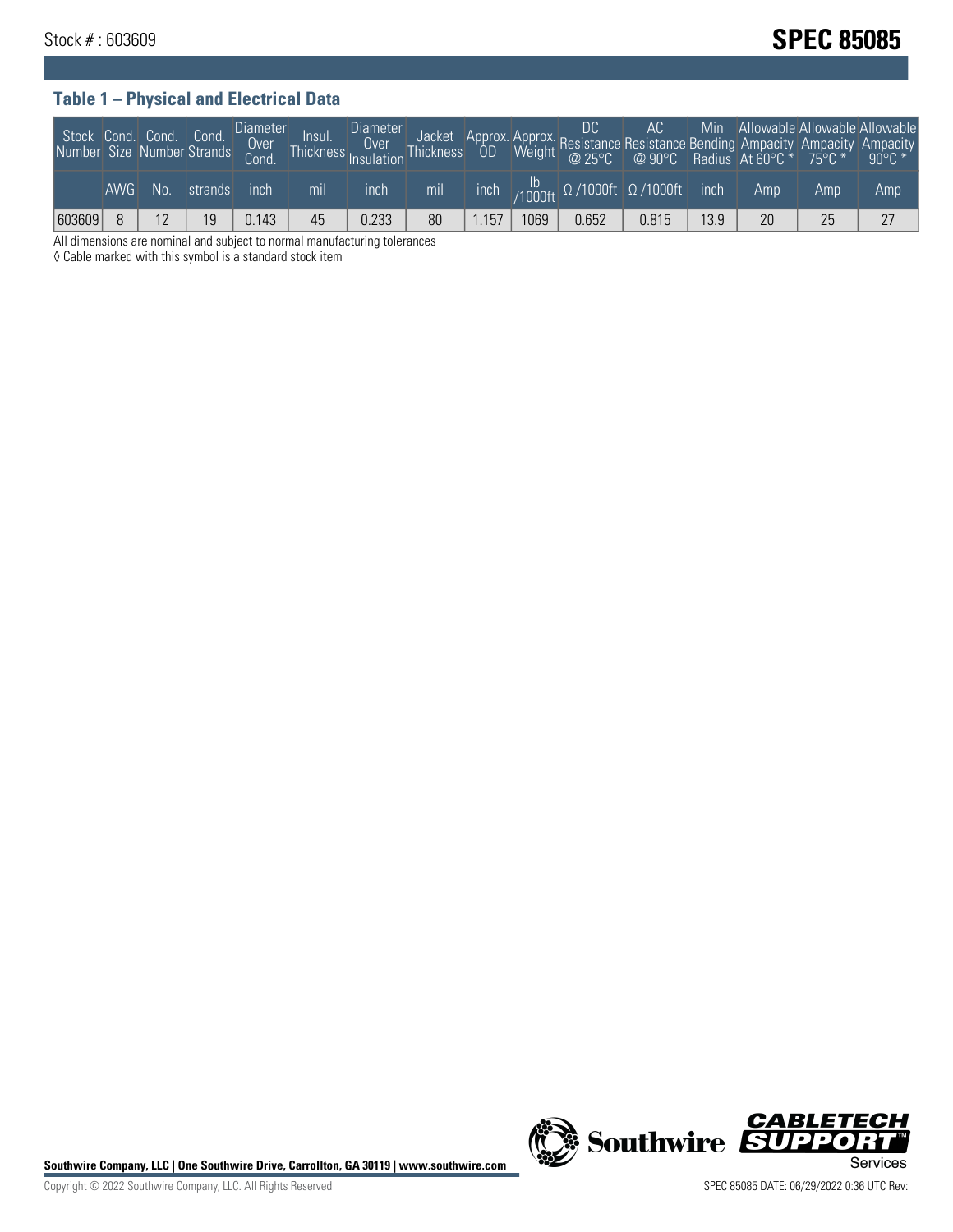### Table 1 – Physical and Electrical Data

| Stock Number | Cond. Size | Cond. Number | Cond. Strands | Diameter Over Cond. | Insul. Thickness | Diameter Over Insulation | Jacket Thickness | Approx. OD | Approx. Weight | DC Resistance @ 25°C | AC Resistance @ 90°C | Min Bending Radius | Allowable Ampacity At 60°C * | Allowable Ampacity 75°C * | Allowable Ampacity 90°C * |
|---|---|---|---|---|---|---|---|---|---|---|---|---|---|---|---|
| | AWG | No. | strands | inch | mil | inch | mil | inch | lb /1000ft | Ω /1000ft | Ω /1000ft | inch | Amp | Amp | Amp |
| 603609 | 8 | 12 | 19 | 0.143 | 45 | 0.233 | 80 | 1.157 | 1069 | 0.652 | 0.815 | 13.9 | 20 | 25 | 27 |

All dimensions are nominal and subject to normal manufacturing tolerances

◊ Cable marked with this symbol is a standard stock item

**Southwire Company, LLC | One Southwire Drive, Carrollton, GA 30119 | www.southwire.com**

Copyright © 2022 Southwire Company, LLC. All Rights Reserved

SPEC 85085 DATE: 06/29/2022 0:36 UTC Rev: